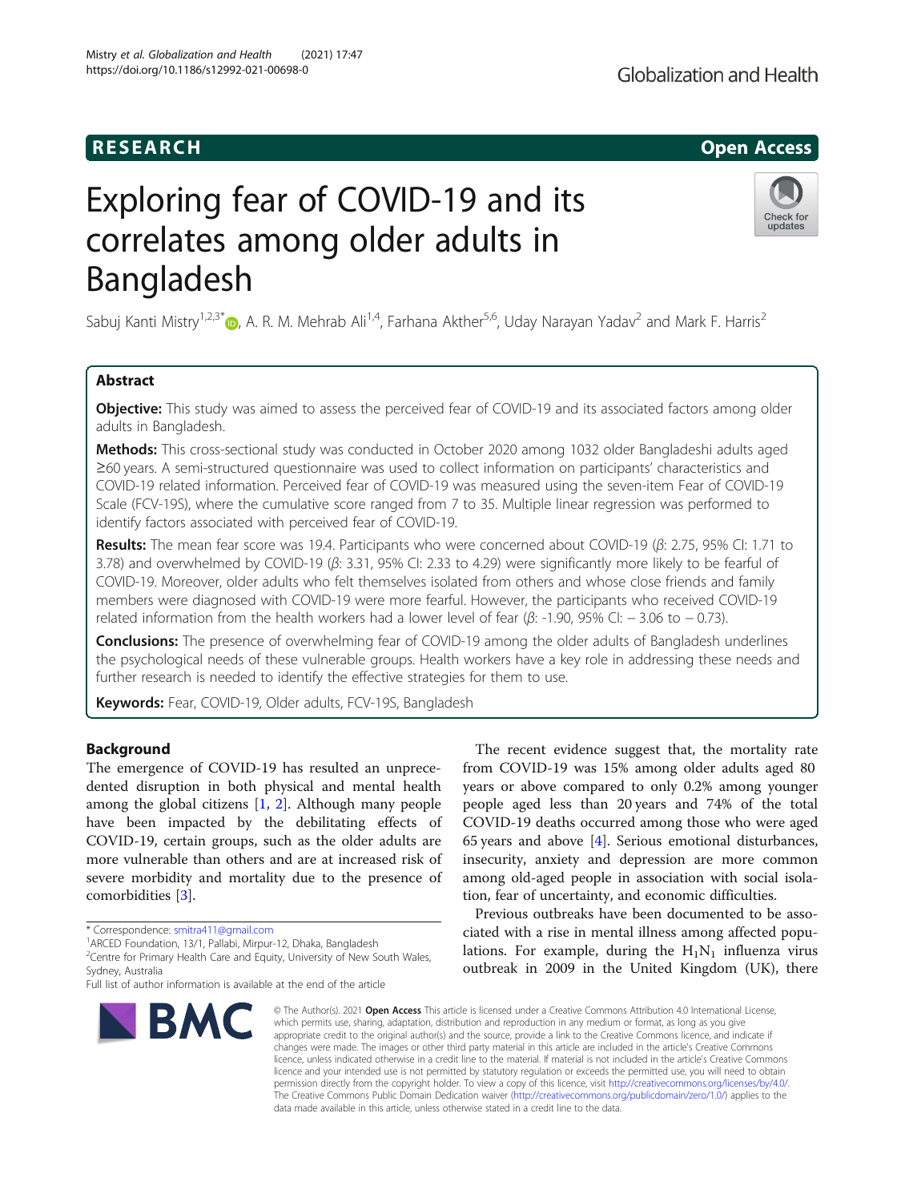**RESEARCH** **Open Access**

# Exploring fear of COVID-19 and its correlates among older adults in Bangladesh

Sabuj Kanti Mistry[1,2,3*], A. R. M. Mehrab Ali[1,4], Farhana Akther[5,6], Uday Narayan Yadav[2] and Mark F. Harris[2]

## Abstract

**Objective:** This study was aimed to assess the perceived fear of COVID-19 and its associated factors among older adults in Bangladesh.

**Methods:** This cross-sectional study was conducted in October 2020 among 1032 older Bangladeshi adults aged ≥60 years. A semi-structured questionnaire was used to collect information on participants' characteristics and COVID-19 related information. Perceived fear of COVID-19 was measured using the seven-item Fear of COVID-19 Scale (FCV-19S), where the cumulative score ranged from 7 to 35. Multiple linear regression was performed to identify factors associated with perceived fear of COVID-19.

**Results:** The mean fear score was 19.4. Participants who were concerned about COVID-19 ($\beta$: 2.75, 95% CI: 1.71 to 3.78) and overwhelmed by COVID-19 ($\beta$: 3.31, 95% CI: 2.33 to 4.29) were significantly more likely to be fearful of COVID-19. Moreover, older adults who felt themselves isolated from others and whose close friends and family members were diagnosed with COVID-19 were more fearful. However, the participants who received COVID-19 related information from the health workers had a lower level of fear ($\beta$: -1.90, 95% CI: − 3.06 to − 0.73).

**Conclusions:** The presence of overwhelming fear of COVID-19 among the older adults of Bangladesh underlines the psychological needs of these vulnerable groups. Health workers have a key role in addressing these needs and further research is needed to identify the effective strategies for them to use.

**Keywords:** Fear, COVID-19, Older adults, FCV-19S, Bangladesh

## Background

The emergence of COVID-19 has resulted an unprecedented disruption in both physical and mental health among the global citizens [1, 2]. Although many people have been impacted by the debilitating effects of COVID-19, certain groups, such as the older adults are more vulnerable than others and are at increased risk of severe morbidity and mortality due to the presence of comorbidities [3].

The recent evidence suggest that, the mortality rate from COVID-19 was 15% among older adults aged 80 years or above compared to only 0.2% among younger people aged less than 20 years and 74% of the total COVID-19 deaths occurred among those who were aged 65 years and above [4]. Serious emotional disturbances, insecurity, anxiety and depression are more common among old-aged people in association with social isolation, fear of uncertainty, and economic difficulties.

Previous outbreaks have been documented to be associated with a rise in mental illness among affected populations. For example, during the $H_1N_1$ influenza virus outbreak in 2009 in the United Kingdom (UK), there

\* Correspondence: smitra411@gmail.com
[1]ARCED Foundation, 13/1, Pallabi, Mirpur-12, Dhaka, Bangladesh
[2]Centre for Primary Health Care and Equity, University of New South Wales, Sydney, Australia
Full list of author information is available at the end of the article

© The Author(s). 2021 **Open Access** This article is licensed under a Creative Commons Attribution 4.0 International License, which permits use, sharing, adaptation, distribution and reproduction in any medium or format, as long as you give appropriate credit to the original author(s) and the source, provide a link to the Creative Commons licence, and indicate if changes were made. The images or other third party material in this article are included in the article's Creative Commons licence, unless indicated otherwise in a credit line to the material. If material is not included in the article's Creative Commons licence and your intended use is not permitted by statutory regulation or exceeds the permitted use, you will need to obtain permission directly from the copyright holder. To view a copy of this licence, visit http://creativecommons.org/licenses/by/4.0/. The Creative Commons Public Domain Dedication waiver (http://creativecommons.org/publicdomain/zero/1.0/) applies to the data made available in this article, unless otherwise stated in a credit line to the data.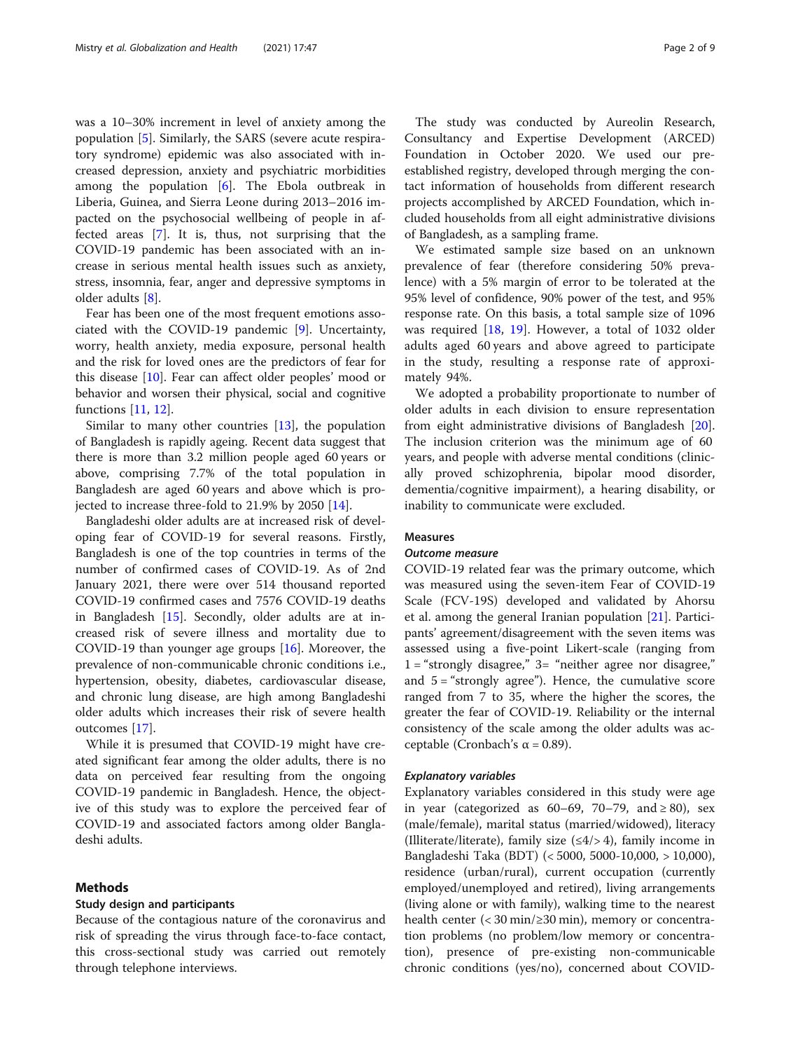was a 10–30% increment in level of anxiety among the population [5]. Similarly, the SARS (severe acute respiratory syndrome) epidemic was also associated with increased depression, anxiety and psychiatric morbidities among the population [6]. The Ebola outbreak in Liberia, Guinea, and Sierra Leone during 2013–2016 impacted on the psychosocial wellbeing of people in affected areas [7]. It is, thus, not surprising that the COVID-19 pandemic has been associated with an increase in serious mental health issues such as anxiety, stress, insomnia, fear, anger and depressive symptoms in older adults [8].

Fear has been one of the most frequent emotions associated with the COVID-19 pandemic [9]. Uncertainty, worry, health anxiety, media exposure, personal health and the risk for loved ones are the predictors of fear for this disease [10]. Fear can affect older peoples' mood or behavior and worsen their physical, social and cognitive functions [11, 12].

Similar to many other countries [13], the population of Bangladesh is rapidly ageing. Recent data suggest that there is more than 3.2 million people aged 60 years or above, comprising 7.7% of the total population in Bangladesh are aged 60 years and above which is projected to increase three-fold to 21.9% by 2050 [14].

Bangladeshi older adults are at increased risk of developing fear of COVID-19 for several reasons. Firstly, Bangladesh is one of the top countries in terms of the number of confirmed cases of COVID-19. As of 2nd January 2021, there were over 514 thousand reported COVID-19 confirmed cases and 7576 COVID-19 deaths in Bangladesh [15]. Secondly, older adults are at increased risk of severe illness and mortality due to COVID-19 than younger age groups [16]. Moreover, the prevalence of non-communicable chronic conditions i.e., hypertension, obesity, diabetes, cardiovascular disease, and chronic lung disease, are high among Bangladeshi older adults which increases their risk of severe health outcomes [17].

While it is presumed that COVID-19 might have created significant fear among the older adults, there is no data on perceived fear resulting from the ongoing COVID-19 pandemic in Bangladesh. Hence, the objective of this study was to explore the perceived fear of COVID-19 and associated factors among older Bangladeshi adults.

## Methods

### Study design and participants

Because of the contagious nature of the coronavirus and risk of spreading the virus through face-to-face contact, this cross-sectional study was carried out remotely through telephone interviews.

The study was conducted by Aureolin Research, Consultancy and Expertise Development (ARCED) Foundation in October 2020. We used our pre-established registry, developed through merging the contact information of households from different research projects accomplished by ARCED Foundation, which included households from all eight administrative divisions of Bangladesh, as a sampling frame.

We estimated sample size based on an unknown prevalence of fear (therefore considering 50% prevalence) with a 5% margin of error to be tolerated at the 95% level of confidence, 90% power of the test, and 95% response rate. On this basis, a total sample size of 1096 was required [18, 19]. However, a total of 1032 older adults aged 60 years and above agreed to participate in the study, resulting a response rate of approximately 94%.

We adopted a probability proportionate to number of older adults in each division to ensure representation from eight administrative divisions of Bangladesh [20]. The inclusion criterion was the minimum age of 60 years, and people with adverse mental conditions (clinically proved schizophrenia, bipolar mood disorder, dementia/cognitive impairment), a hearing disability, or inability to communicate were excluded.

### Measures

#### *Outcome measure*

COVID-19 related fear was the primary outcome, which was measured using the seven-item Fear of COVID-19 Scale (FCV-19S) developed and validated by Ahorsu et al. among the general Iranian population [21]. Participants' agreement/disagreement with the seven items was assessed using a five-point Likert-scale (ranging from 1 = "strongly disagree," 3= "neither agree nor disagree," and 5 = "strongly agree"). Hence, the cumulative score ranged from 7 to 35, where the higher the scores, the greater the fear of COVID-19. Reliability or the internal consistency of the scale among the older adults was acceptable (Cronbach's $\alpha = 0.89$).

#### *Explanatory variables*

Explanatory variables considered in this study were age in year (categorized as 60–69, 70–79, and ≥ 80), sex (male/female), marital status (married/widowed), literacy (Illiterate/literate), family size (≤4/> 4), family income in Bangladeshi Taka (BDT) (< 5000, 5000-10,000, > 10,000), residence (urban/rural), current occupation (currently employed/unemployed and retired), living arrangements (living alone or with family), walking time to the nearest health center (< 30 min/≥30 min), memory or concentration problems (no problem/low memory or concentration), presence of pre-existing non-communicable chronic conditions (yes/no), concerned about COVID-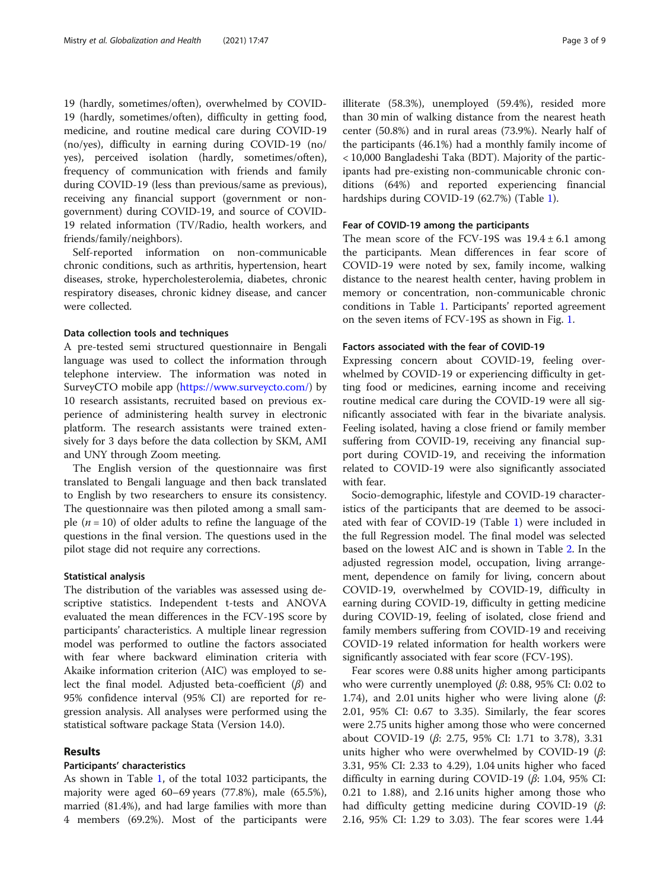19 (hardly, sometimes/often), overwhelmed by COVID-19 (hardly, sometimes/often), difficulty in getting food, medicine, and routine medical care during COVID-19 (no/yes), difficulty in earning during COVID-19 (no/yes), perceived isolation (hardly, sometimes/often), frequency of communication with friends and family during COVID-19 (less than previous/same as previous), receiving any financial support (government or non-government) during COVID-19, and source of COVID-19 related information (TV/Radio, health workers, and friends/family/neighbors).

Self-reported information on non-communicable chronic conditions, such as arthritis, hypertension, heart diseases, stroke, hypercholesterolemia, diabetes, chronic respiratory diseases, chronic kidney disease, and cancer were collected.

### Data collection tools and techniques

A pre-tested semi structured questionnaire in Bengali language was used to collect the information through telephone interview. The information was noted in SurveyCTO mobile app (https://www.surveycto.com/) by 10 research assistants, recruited based on previous experience of administering health survey in electronic platform. The research assistants were trained extensively for 3 days before the data collection by SKM, AMI and UNY through Zoom meeting.

The English version of the questionnaire was first translated to Bengali language and then back translated to English by two researchers to ensure its consistency. The questionnaire was then piloted among a small sample ($n = 10$) of older adults to refine the language of the questions in the final version. The questions used in the pilot stage did not require any corrections.

### Statistical analysis

The distribution of the variables was assessed using descriptive statistics. Independent t-tests and ANOVA evaluated the mean differences in the FCV-19S score by participants' characteristics. A multiple linear regression model was performed to outline the factors associated with fear where backward elimination criteria with Akaike information criterion (AIC) was employed to select the final model. Adjusted beta-coefficient ($\beta$) and 95% confidence interval (95% CI) are reported for regression analysis. All analyses were performed using the statistical software package Stata (Version 14.0).

## Results

### Participants' characteristics

As shown in Table 1, of the total 1032 participants, the majority were aged 60–69 years (77.8%), male (65.5%), married (81.4%), and had large families with more than 4 members (69.2%). Most of the participants were illiterate (58.3%), unemployed (59.4%), resided more than 30 min of walking distance from the nearest heath center (50.8%) and in rural areas (73.9%). Nearly half of the participants (46.1%) had a monthly family income of < 10,000 Bangladeshi Taka (BDT). Majority of the participants had pre-existing non-communicable chronic conditions (64%) and reported experiencing financial hardships during COVID-19 (62.7%) (Table 1).

### Fear of COVID-19 among the participants

The mean score of the FCV-19S was $19.4 \pm 6.1$ among the participants. Mean differences in fear score of COVID-19 were noted by sex, family income, walking distance to the nearest health center, having problem in memory or concentration, non-communicable chronic conditions in Table 1. Participants' reported agreement on the seven items of FCV-19S as shown in Fig. 1.

### Factors associated with the fear of COVID-19

Expressing concern about COVID-19, feeling overwhelmed by COVID-19 or experiencing difficulty in getting food or medicines, earning income and receiving routine medical care during the COVID-19 were all significantly associated with fear in the bivariate analysis. Feeling isolated, having a close friend or family member suffering from COVID-19, receiving any financial support during COVID-19, and receiving the information related to COVID-19 were also significantly associated with fear.

Socio-demographic, lifestyle and COVID-19 characteristics of the participants that are deemed to be associated with fear of COVID-19 (Table 1) were included in the full Regression model. The final model was selected based on the lowest AIC and is shown in Table 2. In the adjusted regression model, occupation, living arrangement, dependence on family for living, concern about COVID-19, overwhelmed by COVID-19, difficulty in earning during COVID-19, difficulty in getting medicine during COVID-19, feeling of isolated, close friend and family members suffering from COVID-19 and receiving COVID-19 related information for health workers were significantly associated with fear score (FCV-19S).

Fear scores were 0.88 units higher among participants who were currently unemployed ($\beta$: 0.88, 95% CI: 0.02 to 1.74), and 2.01 units higher who were living alone ($\beta$: 2.01, 95% CI: 0.67 to 3.35). Similarly, the fear scores were 2.75 units higher among those who were concerned about COVID-19 ($\beta$: 2.75, 95% CI: 1.71 to 3.78), 3.31 units higher who were overwhelmed by COVID-19 ($\beta$: 3.31, 95% CI: 2.33 to 4.29), 1.04 units higher who faced difficulty in earning during COVID-19 ($\beta$: 1.04, 95% CI: 0.21 to 1.88), and 2.16 units higher among those who had difficulty getting medicine during COVID-19 ($\beta$: 2.16, 95% CI: 1.29 to 3.03). The fear scores were 1.44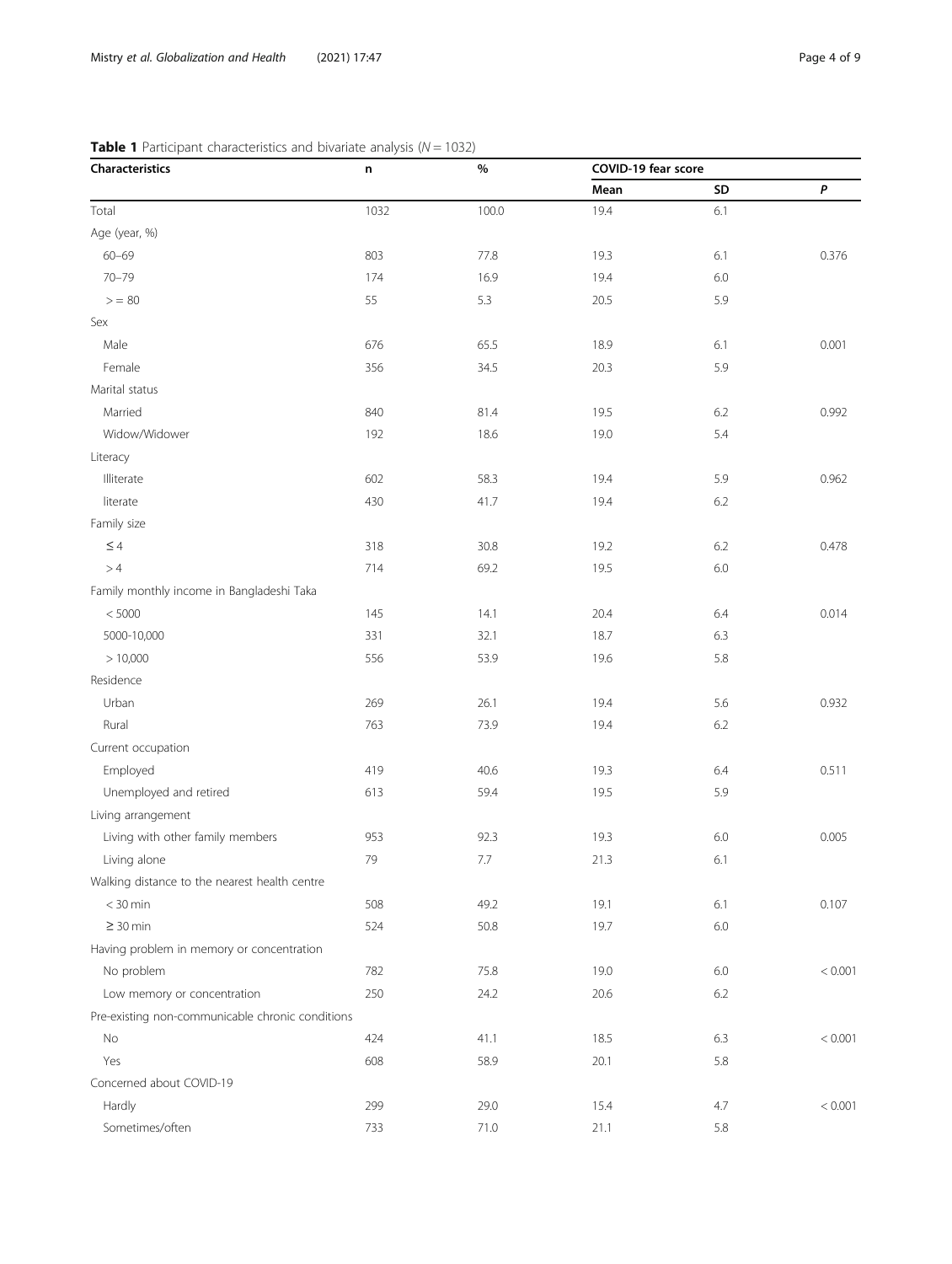**Table 1** Participant characteristics and bivariate analysis ($N = 1032$)

| Characteristics | n | % | COVID-19 fear score | | |
|---|---|---|---|---|---|
| | | | Mean | SD | *P* |
| Total | 1032 | 100.0 | 19.4 | 6.1 | |
| Age (year, %) | | | | | |
| 60–69 | 803 | 77.8 | 19.3 | 6.1 | 0.376 |
| 70–79 | 174 | 16.9 | 19.4 | 6.0 | |
| > = 80 | 55 | 5.3 | 20.5 | 5.9 | |
| Sex | | | | | |
| Male | 676 | 65.5 | 18.9 | 6.1 | 0.001 |
| Female | 356 | 34.5 | 20.3 | 5.9 | |
| Marital status | | | | | |
| Married | 840 | 81.4 | 19.5 | 6.2 | 0.992 |
| Widow/Widower | 192 | 18.6 | 19.0 | 5.4 | |
| Literacy | | | | | |
| Illiterate | 602 | 58.3 | 19.4 | 5.9 | 0.962 |
| literate | 430 | 41.7 | 19.4 | 6.2 | |
| Family size | | | | | |
| ≤ 4 | 318 | 30.8 | 19.2 | 6.2 | 0.478 |
| > 4 | 714 | 69.2 | 19.5 | 6.0 | |
| Family monthly income in Bangladeshi Taka | | | | | |
| < 5000 | 145 | 14.1 | 20.4 | 6.4 | 0.014 |
| 5000-10,000 | 331 | 32.1 | 18.7 | 6.3 | |
| > 10,000 | 556 | 53.9 | 19.6 | 5.8 | |
| Residence | | | | | |
| Urban | 269 | 26.1 | 19.4 | 5.6 | 0.932 |
| Rural | 763 | 73.9 | 19.4 | 6.2 | |
| Current occupation | | | | | |
| Employed | 419 | 40.6 | 19.3 | 6.4 | 0.511 |
| Unemployed and retired | 613 | 59.4 | 19.5 | 5.9 | |
| Living arrangement | | | | | |
| Living with other family members | 953 | 92.3 | 19.3 | 6.0 | 0.005 |
| Living alone | 79 | 7.7 | 21.3 | 6.1 | |
| Walking distance to the nearest health centre | | | | | |
| < 30 min | 508 | 49.2 | 19.1 | 6.1 | 0.107 |
| ≥ 30 min | 524 | 50.8 | 19.7 | 6.0 | |
| Having problem in memory or concentration | | | | | |
| No problem | 782 | 75.8 | 19.0 | 6.0 | < 0.001 |
| Low memory or concentration | 250 | 24.2 | 20.6 | 6.2 | |
| Pre-existing non-communicable chronic conditions | | | | | |
| No | 424 | 41.1 | 18.5 | 6.3 | < 0.001 |
| Yes | 608 | 58.9 | 20.1 | 5.8 | |
| Concerned about COVID-19 | | | | | |
| Hardly | 299 | 29.0 | 15.4 | 4.7 | < 0.001 |
| Sometimes/often | 733 | 71.0 | 21.1 | 5.8 | |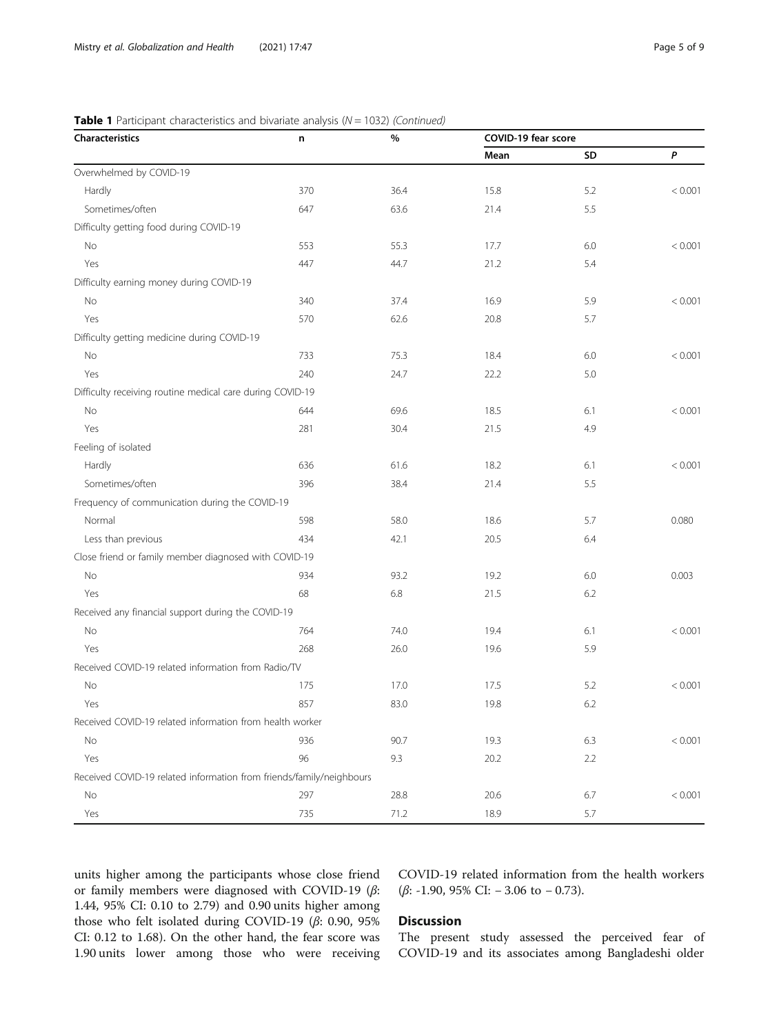**Table 1** Participant characteristics and bivariate analysis ($N = 1032$) *(Continued)*

| Characteristics | n | % | COVID-19 fear score | | |
|---|---|---|---|---|---|
| | | | Mean | SD | *P* |
| Overwhelmed by COVID-19 | | | | | |
| Hardly | 370 | 36.4 | 15.8 | 5.2 | < 0.001 |
| Sometimes/often | 647 | 63.6 | 21.4 | 5.5 | |
| Difficulty getting food during COVID-19 | | | | | |
| No | 553 | 55.3 | 17.7 | 6.0 | < 0.001 |
| Yes | 447 | 44.7 | 21.2 | 5.4 | |
| Difficulty earning money during COVID-19 | | | | | |
| No | 340 | 37.4 | 16.9 | 5.9 | < 0.001 |
| Yes | 570 | 62.6 | 20.8 | 5.7 | |
| Difficulty getting medicine during COVID-19 | | | | | |
| No | 733 | 75.3 | 18.4 | 6.0 | < 0.001 |
| Yes | 240 | 24.7 | 22.2 | 5.0 | |
| Difficulty receiving routine medical care during COVID-19 | | | | | |
| No | 644 | 69.6 | 18.5 | 6.1 | < 0.001 |
| Yes | 281 | 30.4 | 21.5 | 4.9 | |
| Feeling of isolated | | | | | |
| Hardly | 636 | 61.6 | 18.2 | 6.1 | < 0.001 |
| Sometimes/often | 396 | 38.4 | 21.4 | 5.5 | |
| Frequency of communication during the COVID-19 | | | | | |
| Normal | 598 | 58.0 | 18.6 | 5.7 | 0.080 |
| Less than previous | 434 | 42.1 | 20.5 | 6.4 | |
| Close friend or family member diagnosed with COVID-19 | | | | | |
| No | 934 | 93.2 | 19.2 | 6.0 | 0.003 |
| Yes | 68 | 6.8 | 21.5 | 6.2 | |
| Received any financial support during the COVID-19 | | | | | |
| No | 764 | 74.0 | 19.4 | 6.1 | < 0.001 |
| Yes | 268 | 26.0 | 19.6 | 5.9 | |
| Received COVID-19 related information from Radio/TV | | | | | |
| No | 175 | 17.0 | 17.5 | 5.2 | < 0.001 |
| Yes | 857 | 83.0 | 19.8 | 6.2 | |
| Received COVID-19 related information from health worker | | | | | |
| No | 936 | 90.7 | 19.3 | 6.3 | < 0.001 |
| Yes | 96 | 9.3 | 20.2 | 2.2 | |
| Received COVID-19 related information from friends/family/neighbours | | | | | |
| No | 297 | 28.8 | 20.6 | 6.7 | < 0.001 |
| Yes | 735 | 71.2 | 18.9 | 5.7 | |

units higher among the participants whose close friend or family members were diagnosed with COVID-19 ($\beta$: 1.44, 95% CI: 0.10 to 2.79) and 0.90 units higher among those who felt isolated during COVID-19 ($\beta$: 0.90, 95% CI: 0.12 to 1.68). On the other hand, the fear score was 1.90 units lower among those who were receiving COVID-19 related information from the health workers ($\beta$: -1.90, 95% CI: − 3.06 to − 0.73).

## Discussion

The present study assessed the perceived fear of COVID-19 and its associates among Bangladeshi older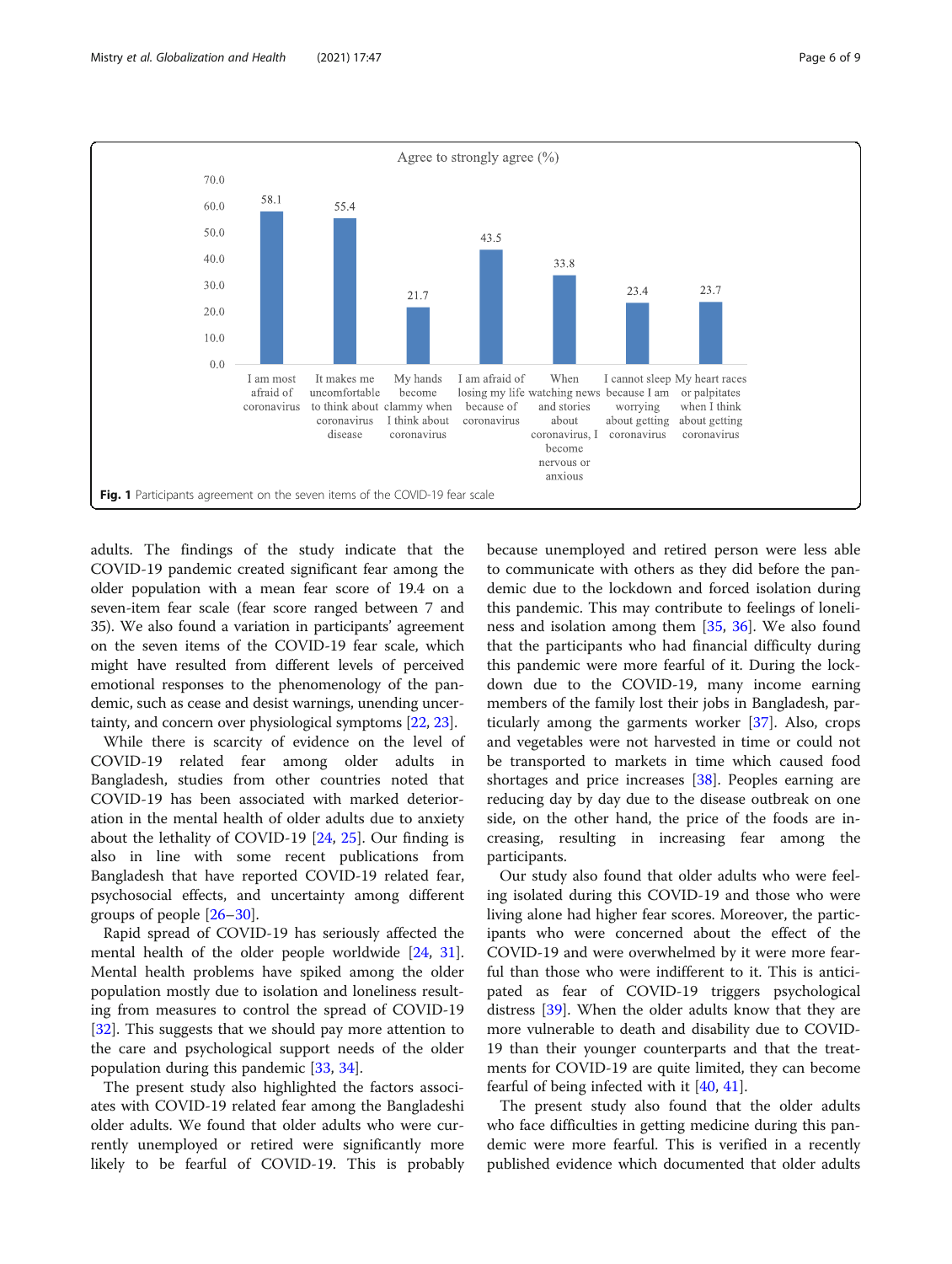**Fig. 1** Participants agreement on the seven items of the COVID-19 fear scale

adults. The findings of the study indicate that the COVID-19 pandemic created significant fear among the older population with a mean fear score of 19.4 on a seven-item fear scale (fear score ranged between 7 and 35). We also found a variation in participants' agreement on the seven items of the COVID-19 fear scale, which might have resulted from different levels of perceived emotional responses to the phenomenology of the pandemic, such as cease and desist warnings, unending uncertainty, and concern over physiological symptoms [22, 23].

While there is scarcity of evidence on the level of COVID-19 related fear among older adults in Bangladesh, studies from other countries noted that COVID-19 has been associated with marked deterioration in the mental health of older adults due to anxiety about the lethality of COVID-19 [24, 25]. Our finding is also in line with some recent publications from Bangladesh that have reported COVID-19 related fear, psychosocial effects, and uncertainty among different groups of people [26–30].

Rapid spread of COVID-19 has seriously affected the mental health of the older people worldwide [24, 31]. Mental health problems have spiked among the older population mostly due to isolation and loneliness resulting from measures to control the spread of COVID-19 [32]. This suggests that we should pay more attention to the care and psychological support needs of the older population during this pandemic [33, 34].

The present study also highlighted the factors associates with COVID-19 related fear among the Bangladeshi older adults. We found that older adults who were currently unemployed or retired were significantly more likely to be fearful of COVID-19. This is probably because unemployed and retired person were less able to communicate with others as they did before the pandemic due to the lockdown and forced isolation during this pandemic. This may contribute to feelings of loneliness and isolation among them [35, 36]. We also found that the participants who had financial difficulty during this pandemic were more fearful of it. During the lockdown due to the COVID-19, many income earning members of the family lost their jobs in Bangladesh, particularly among the garments worker [37]. Also, crops and vegetables were not harvested in time or could not be transported to markets in time which caused food shortages and price increases [38]. Peoples earning are reducing day by day due to the disease outbreak on one side, on the other hand, the price of the foods are increasing, resulting in increasing fear among the participants.

Our study also found that older adults who were feeling isolated during this COVID-19 and those who were living alone had higher fear scores. Moreover, the participants who were concerned about the effect of the COVID-19 and were overwhelmed by it were more fearful than those who were indifferent to it. This is anticipated as fear of COVID-19 triggers psychological distress [39]. When the older adults know that they are more vulnerable to death and disability due to COVID-19 than their younger counterparts and that the treatments for COVID-19 are quite limited, they can become fearful of being infected with it [40, 41].

The present study also found that the older adults who face difficulties in getting medicine during this pandemic were more fearful. This is verified in a recently published evidence which documented that older adults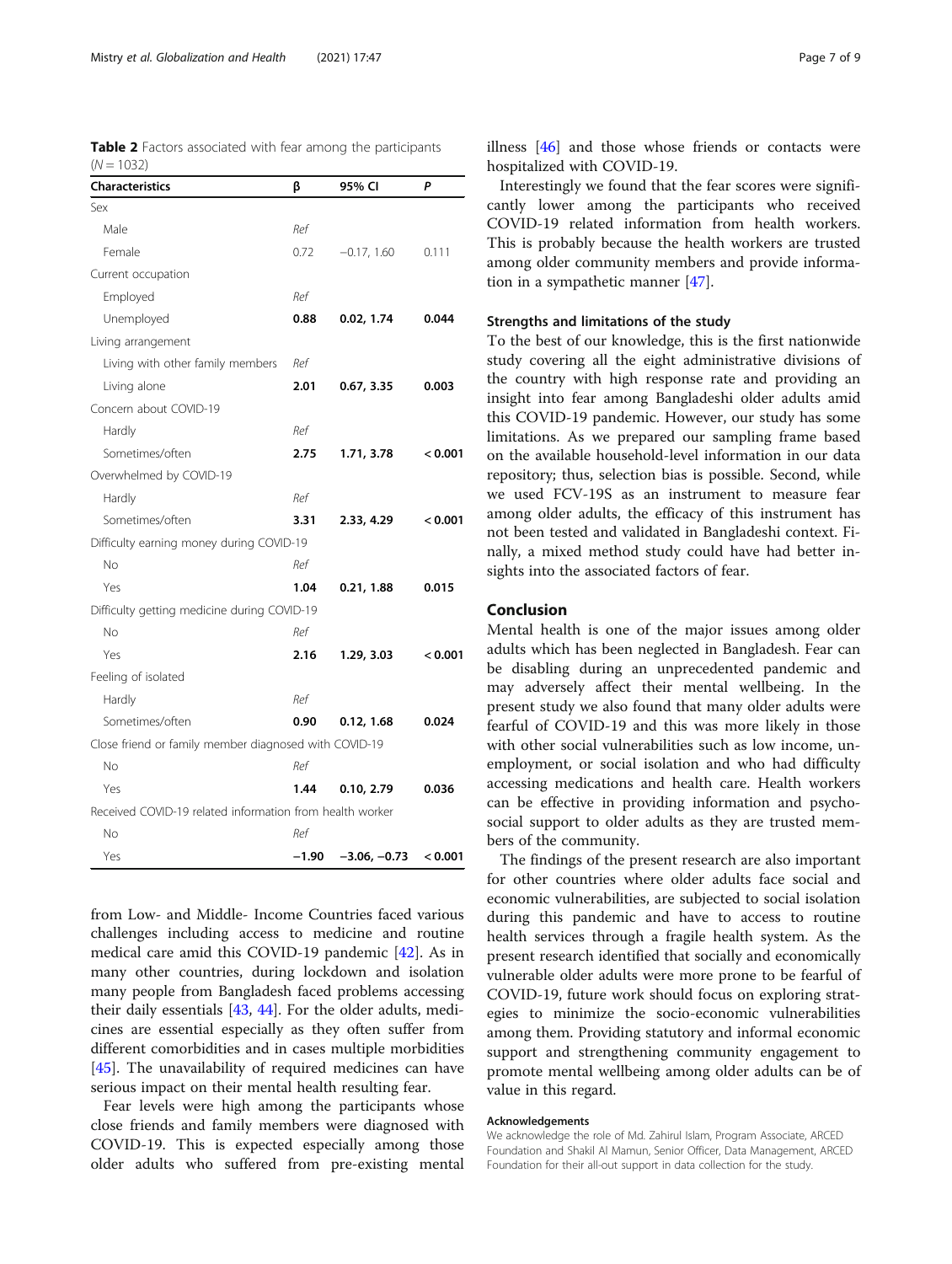**Table 2** Factors associated with fear among the participants ($N = 1032$)

| Characteristics | β | 95% CI | P |
|---|---|---|---|
| Sex | | | |
| Male | *Ref* | | |
| Female | 0.72 | −0.17, 1.60 | 0.111 |
| Current occupation | | | |
| Employed | *Ref* | | |
| Unemployed | **0.88** | **0.02, 1.74** | **0.044** |
| Living arrangement | | | |
| Living with other family members | *Ref* | | |
| Living alone | **2.01** | **0.67, 3.35** | **0.003** |
| Concern about COVID-19 | | | |
| Hardly | *Ref* | | |
| Sometimes/often | **2.75** | **1.71, 3.78** | **< 0.001** |
| Overwhelmed by COVID-19 | | | |
| Hardly | *Ref* | | |
| Sometimes/often | **3.31** | **2.33, 4.29** | **< 0.001** |
| Difficulty earning money during COVID-19 | | | |
| No | *Ref* | | |
| Yes | **1.04** | **0.21, 1.88** | **0.015** |
| Difficulty getting medicine during COVID-19 | | | |
| No | *Ref* | | |
| Yes | **2.16** | **1.29, 3.03** | **< 0.001** |
| Feeling of isolated | | | |
| Hardly | *Ref* | | |
| Sometimes/often | **0.90** | **0.12, 1.68** | **0.024** |
| Close friend or family member diagnosed with COVID-19 | | | |
| No | *Ref* | | |
| Yes | **1.44** | **0.10, 2.79** | **0.036** |
| Received COVID-19 related information from health worker | | | |
| No | *Ref* | | |
| Yes | **−1.90** | **−3.06, −0.73** | **< 0.001** |

from Low- and Middle- Income Countries faced various challenges including access to medicine and routine medical care amid this COVID-19 pandemic [42]. As in many other countries, during lockdown and isolation many people from Bangladesh faced problems accessing their daily essentials [43, 44]. For the older adults, medicines are essential especially as they often suffer from different comorbidities and in cases multiple morbidities [45]. The unavailability of required medicines can have serious impact on their mental health resulting fear.

Fear levels were high among the participants whose close friends and family members were diagnosed with COVID-19. This is expected especially among those older adults who suffered from pre-existing mental illness [46] and those whose friends or contacts were hospitalized with COVID-19.

Interestingly we found that the fear scores were significantly lower among the participants who received COVID-19 related information from health workers. This is probably because the health workers are trusted among older community members and provide information in a sympathetic manner [47].

### Strengths and limitations of the study

To the best of our knowledge, this is the first nationwide study covering all the eight administrative divisions of the country with high response rate and providing an insight into fear among Bangladeshi older adults amid this COVID-19 pandemic. However, our study has some limitations. As we prepared our sampling frame based on the available household-level information in our data repository; thus, selection bias is possible. Second, while we used FCV-19S as an instrument to measure fear among older adults, the efficacy of this instrument has not been tested and validated in Bangladeshi context. Finally, a mixed method study could have had better insights into the associated factors of fear.

## Conclusion

Mental health is one of the major issues among older adults which has been neglected in Bangladesh. Fear can be disabling during an unprecedented pandemic and may adversely affect their mental wellbeing. In the present study we also found that many older adults were fearful of COVID-19 and this was more likely in those with other social vulnerabilities such as low income, unemployment, or social isolation and who had difficulty accessing medications and health care. Health workers can be effective in providing information and psychosocial support to older adults as they are trusted members of the community.

The findings of the present research are also important for other countries where older adults face social and economic vulnerabilities, are subjected to social isolation during this pandemic and have to access to routine health services through a fragile health system. As the present research identified that socially and economically vulnerable older adults were more prone to be fearful of COVID-19, future work should focus on exploring strategies to minimize the socio-economic vulnerabilities among them. Providing statutory and informal economic support and strengthening community engagement to promote mental wellbeing among older adults can be of value in this regard.

#### Acknowledgements

We acknowledge the role of Md. Zahirul Islam, Program Associate, ARCED Foundation and Shakil Al Mamun, Senior Officer, Data Management, ARCED Foundation for their all-out support in data collection for the study.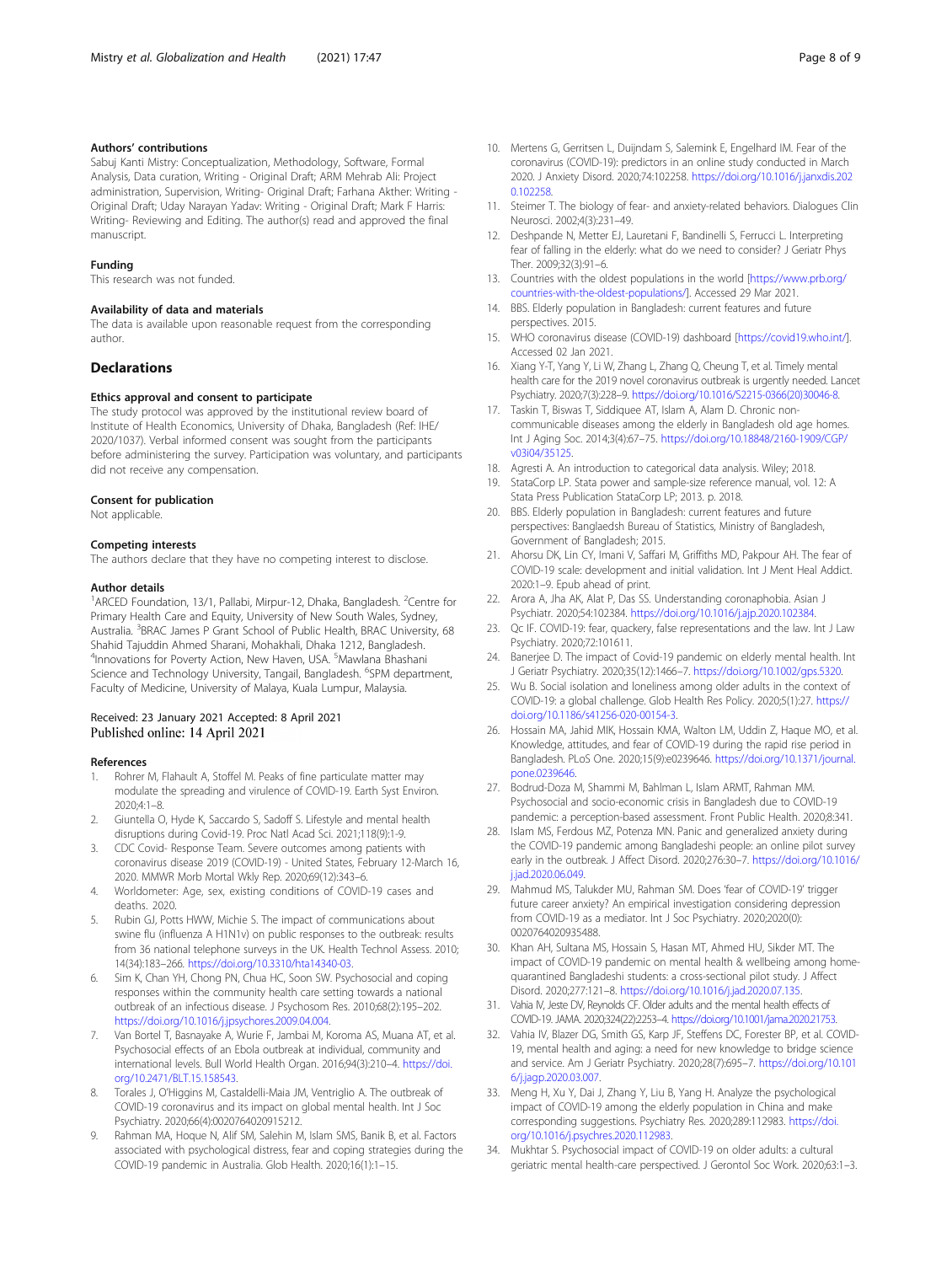### Authors' contributions

Sabuj Kanti Mistry: Conceptualization, Methodology, Software, Formal Analysis, Data curation, Writing - Original Draft; ARM Mehrab Ali: Project administration, Supervision, Writing- Original Draft; Farhana Akther: Writing - Original Draft; Uday Narayan Yadav: Writing - Original Draft; Mark F Harris: Writing- Reviewing and Editing. The author(s) read and approved the final manuscript.

### Funding

This research was not funded.

### Availability of data and materials

The data is available upon reasonable request from the corresponding author.

## Declarations

### Ethics approval and consent to participate

The study protocol was approved by the institutional review board of Institute of Health Economics, University of Dhaka, Bangladesh (Ref: IHE/ 2020/1037). Verbal informed consent was sought from the participants before administering the survey. Participation was voluntary, and participants did not receive any compensation.

### Consent for publication

Not applicable.

### Competing interests

The authors declare that they have no competing interest to disclose.

### Author details

[1]ARCED Foundation, 13/1, Pallabi, Mirpur-12, Dhaka, Bangladesh. [2]Centre for Primary Health Care and Equity, University of New South Wales, Sydney, Australia. [3]BRAC James P Grant School of Public Health, BRAC University, 68 Shahid Tajuddin Ahmed Sharani, Mohakhali, Dhaka 1212, Bangladesh. [4]Innovations for Poverty Action, New Haven, USA. [5]Mawlana Bhashani Science and Technology University, Tangail, Bangladesh. [6]SPM department, Faculty of Medicine, University of Malaya, Kuala Lumpur, Malaysia.

Received: 23 January 2021 Accepted: 8 April 2021
Published online: 14 April 2021

### References

1. Rohrer M, Flahault A, Stoffel M. Peaks of fine particulate matter may modulate the spreading and virulence of COVID-19. Earth Syst Environ. 2020;4:1–8.
2. Giuntella O, Hyde K, Saccardo S, Sadoff S. Lifestyle and mental health disruptions during Covid-19. Proc Natl Acad Sci. 2021;118(9):1-9.
3. CDC Covid- Response Team. Severe outcomes among patients with coronavirus disease 2019 (COVID-19) - United States, February 12-March 16, 2020. MMWR Morb Mortal Wkly Rep. 2020;69(12):343–6.
4. Worldometer: Age, sex, existing conditions of COVID-19 cases and deaths. 2020.
5. Rubin GJ, Potts HWW, Michie S. The impact of communications about swine flu (influenza A H1N1v) on public responses to the outbreak: results from 36 national telephone surveys in the UK. Health Technol Assess. 2010; 14(34):183–266. https://doi.org/10.3310/hta14340-03.
6. Sim K, Chan YH, Chong PN, Chua HC, Soon SW. Psychosocial and coping responses within the community health care setting towards a national outbreak of an infectious disease. J Psychosom Res. 2010;68(2):195–202. https://doi.org/10.1016/j.jpsychores.2009.04.004.
7. Van Bortel T, Basnayake A, Wurie F, Jambai M, Koroma AS, Muana AT, et al. Psychosocial effects of an Ebola outbreak at individual, community and international levels. Bull World Health Organ. 2016;94(3):210–4. https://doi.org/10.2471/BLT.15.158543.
8. Torales J, O'Higgins M, Castaldelli-Maia JM, Ventriglio A. The outbreak of COVID-19 coronavirus and its impact on global mental health. Int J Soc Psychiatry. 2020;66(4):0020764020915212.
9. Rahman MA, Hoque N, Alif SM, Salehin M, Islam SMS, Banik B, et al. Factors associated with psychological distress, fear and coping strategies during the COVID-19 pandemic in Australia. Glob Health. 2020;16(1):1–15.
10. Mertens G, Gerritsen L, Duijndam S, Salemink E, Engelhard IM. Fear of the coronavirus (COVID-19): predictors in an online study conducted in March 2020. J Anxiety Disord. 2020;74:102258. https://doi.org/10.1016/j.janxdis.2020.102258.
11. Steimer T. The biology of fear- and anxiety-related behaviors. Dialogues Clin Neurosci. 2002;4(3):231–49.
12. Deshpande N, Metter EJ, Lauretani F, Bandinelli S, Ferrucci L. Interpreting fear of falling in the elderly: what do we need to consider? J Geriatr Phys Ther. 2009;32(3):91–6.
13. Countries with the oldest populations in the world [https://www.prb.org/countries-with-the-oldest-populations/]. Accessed 29 Mar 2021.
14. BBS. Elderly population in Bangladesh: current features and future perspectives. 2015.
15. WHO coronavirus disease (COVID-19) dashboard [https://covid19.who.int/]. Accessed 02 Jan 2021.
16. Xiang Y-T, Yang Y, Li W, Zhang L, Zhang Q, Cheung T, et al. Timely mental health care for the 2019 novel coronavirus outbreak is urgently needed. Lancet Psychiatry. 2020;7(3):228–9. https://doi.org/10.1016/S2215-0366(20)30046-8.
17. Taskin T, Biswas T, Siddiquee AT, Islam A, Alam D. Chronic non-communicable diseases among the elderly in Bangladesh old age homes. Int J Aging Soc. 2014;3(4):67–75. https://doi.org/10.18848/2160-1909/CGP/v03i04/35125.
18. Agresti A. An introduction to categorical data analysis. Wiley; 2018.
19. StataCorp LP. Stata power and sample-size reference manual, vol. 12: A Stata Press Publication StataCorp LP; 2013. p. 2018.
20. BBS. Elderly population in Bangladesh: current features and future perspectives: Banglaedsh Bureau of Statistics, Ministry of Bangladesh, Government of Bangladesh; 2015.
21. Ahorsu DK, Lin CY, Imani V, Saffari M, Griffiths MD, Pakpour AH. The fear of COVID-19 scale: development and initial validation. Int J Ment Heal Addict. 2020:1–9. Epub ahead of print.
22. Arora A, Jha AK, Alat P, Das SS. Understanding coronaphobia. Asian J Psychiatr. 2020;54:102384. https://doi.org/10.1016/j.ajp.2020.102384.
23. Qc IF. COVID-19: fear, quackery, false representations and the law. Int J Law Psychiatry. 2020;72:101611.
24. Banerjee D. The impact of Covid-19 pandemic on elderly mental health. Int J Geriatr Psychiatry. 2020;35(12):1466–7. https://doi.org/10.1002/gps.5320.
25. Wu B. Social isolation and loneliness among older adults in the context of COVID-19: a global challenge. Glob Health Res Policy. 2020;5(1):27. https://doi.org/10.1186/s41256-020-00154-3.
26. Hossain MA, Jahid MIK, Hossain KMA, Walton LM, Uddin Z, Haque MO, et al. Knowledge, attitudes, and fear of COVID-19 during the rapid rise period in Bangladesh. PLoS One. 2020;15(9):e0239646. https://doi.org/10.1371/journal.pone.0239646.
27. Bodrud-Doza M, Shammi M, Bahlman L, Islam ARMT, Rahman MM. Psychosocial and socio-economic crisis in Bangladesh due to COVID-19 pandemic: a perception-based assessment. Front Public Health. 2020;8:341.
28. Islam MS, Ferdous MZ, Potenza MN. Panic and generalized anxiety during the COVID-19 pandemic among Bangladeshi people: an online pilot survey early in the outbreak. J Affect Disord. 2020;276:30–7. https://doi.org/10.1016/j.jad.2020.06.049.
29. Mahmud MS, Talukder MU, Rahman SM. Does 'fear of COVID-19' trigger future career anxiety? An empirical investigation considering depression from COVID-19 as a mediator. Int J Soc Psychiatry. 2020;2020(0): 0020764020935488.
30. Khan AH, Sultana MS, Hossain S, Hasan MT, Ahmed HU, Sikder MT. The impact of COVID-19 pandemic on mental health & wellbeing among home-quarantined Bangladeshi students: a cross-sectional pilot study. J Affect Disord. 2020;277:121–8. https://doi.org/10.1016/j.jad.2020.07.135.
31. Vahia IV, Jeste DV, Reynolds CF. Older adults and the mental health effects of COVID-19. JAMA. 2020;324(22):2253–4. https://doi.org/10.1001/jama.2020.21753.
32. Vahia IV, Blazer DG, Smith GS, Karp JF, Steffens DC, Forester BP, et al. COVID-19, mental health and aging: a need for new knowledge to bridge science and service. Am J Geriatr Psychiatry. 2020;28(7):695–7. https://doi.org/10.1016/j.jagp.2020.03.007.
33. Meng H, Xu Y, Dai J, Zhang Y, Liu B, Yang H. Analyze the psychological impact of COVID-19 among the elderly population in China and make corresponding suggestions. Psychiatry Res. 2020;289:112983. https://doi.org/10.1016/j.psychres.2020.112983.
34. Mukhtar S. Psychosocial impact of COVID-19 on older adults: a cultural geriatric mental health-care perspectived. J Gerontol Soc Work. 2020;63:1–3.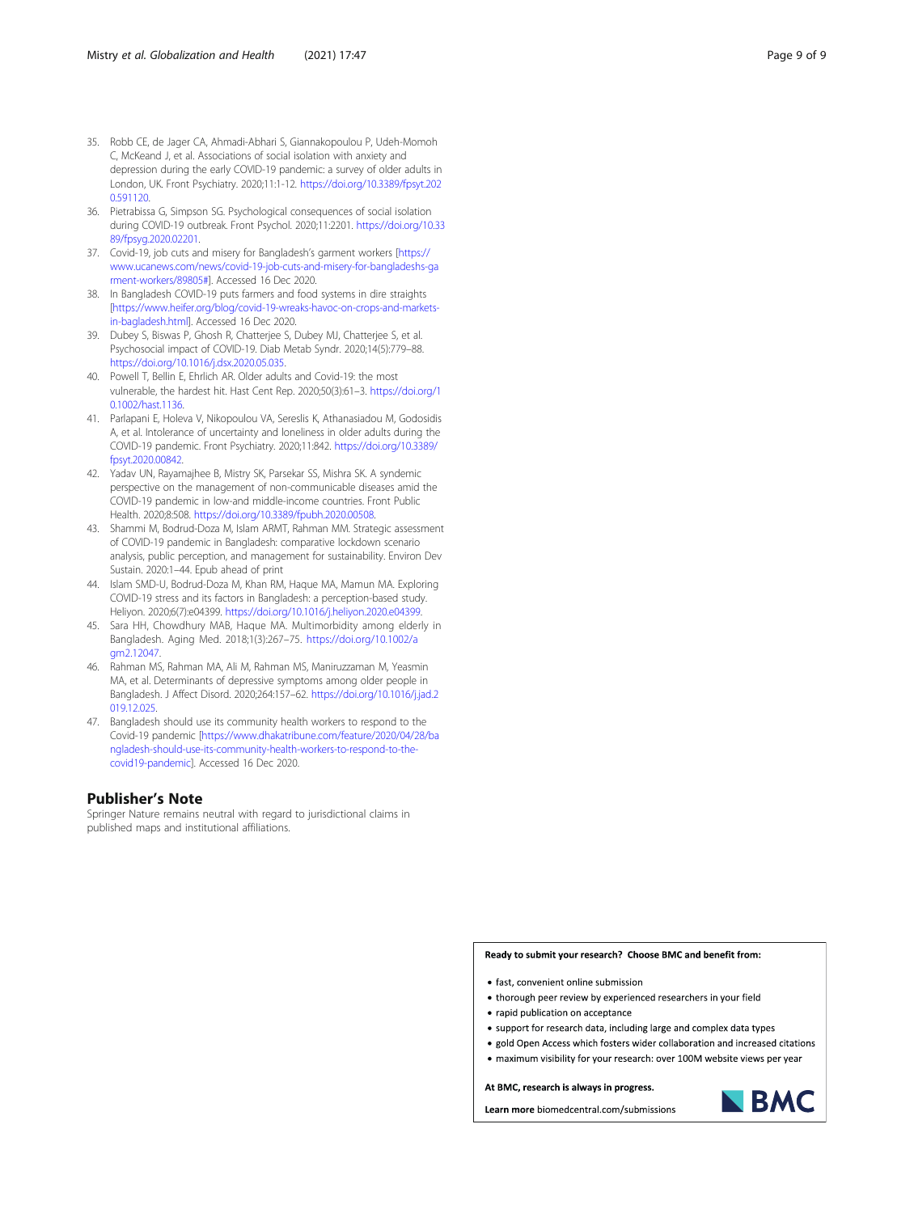35. Robb CE, de Jager CA, Ahmadi-Abhari S, Giannakopoulou P, Udeh-Momoh C, McKeand J, et al. Associations of social isolation with anxiety and depression during the early COVID-19 pandemic: a survey of older adults in London, UK. Front Psychiatry. 2020;11:1-12. https://doi.org/10.3389/fpsyt.2020.591120.
36. Pietrabissa G, Simpson SG. Psychological consequences of social isolation during COVID-19 outbreak. Front Psychol. 2020;11:2201. https://doi.org/10.3389/fpsyg.2020.02201.
37. Covid-19, job cuts and misery for Bangladesh's garment workers [https://www.ucanews.com/news/covid-19-job-cuts-and-misery-for-bangladeshs-garment-workers/89805#]. Accessed 16 Dec 2020.
38. In Bangladesh COVID-19 puts farmers and food systems in dire straights [https://www.heifer.org/blog/covid-19-wreaks-havoc-on-crops-and-markets-in-bagladesh.html]. Accessed 16 Dec 2020.
39. Dubey S, Biswas P, Ghosh R, Chatterjee S, Dubey MJ, Chatterjee S, et al. Psychosocial impact of COVID-19. Diab Metab Syndr. 2020;14(5):779–88. https://doi.org/10.1016/j.dsx.2020.05.035.
40. Powell T, Bellin E, Ehrlich AR. Older adults and Covid-19: the most vulnerable, the hardest hit. Hast Cent Rep. 2020;50(3):61–3. https://doi.org/10.1002/hast.1136.
41. Parlapani E, Holeva V, Nikopoulou VA, Sereslis K, Athanasiadou M, Godosidis A, et al. Intolerance of uncertainty and loneliness in older adults during the COVID-19 pandemic. Front Psychiatry. 2020;11:842. https://doi.org/10.3389/fpsyt.2020.00842.
42. Yadav UN, Rayamajhee B, Mistry SK, Parsekar SS, Mishra SK. A syndemic perspective on the management of non-communicable diseases amid the COVID-19 pandemic in low-and middle-income countries. Front Public Health. 2020;8:508. https://doi.org/10.3389/fpubh.2020.00508.
43. Shammi M, Bodrud-Doza M, Islam ARMT, Rahman MM. Strategic assessment of COVID-19 pandemic in Bangladesh: comparative lockdown scenario analysis, public perception, and management for sustainability. Environ Dev Sustain. 2020:1–44. Epub ahead of print
44. Islam SMD-U, Bodrud-Doza M, Khan RM, Haque MA, Mamun MA. Exploring COVID-19 stress and its factors in Bangladesh: a perception-based study. Heliyon. 2020;6(7):e04399. https://doi.org/10.1016/j.heliyon.2020.e04399.
45. Sara HH, Chowdhury MAB, Haque MA. Multimorbidity among elderly in Bangladesh. Aging Med. 2018;1(3):267–75. https://doi.org/10.1002/agm2.12047.
46. Rahman MS, Rahman MA, Ali M, Rahman MS, Maniruzzaman M, Yeasmin MA, et al. Determinants of depressive symptoms among older people in Bangladesh. J Affect Disord. 2020;264:157–62. https://doi.org/10.1016/j.jad.2019.12.025.
47. Bangladesh should use its community health workers to respond to the Covid-19 pandemic [https://www.dhakatribune.com/feature/2020/04/28/bangladesh-should-use-its-community-health-workers-to-respond-to-the-covid19-pandemic]. Accessed 16 Dec 2020.

## Publisher's Note

Springer Nature remains neutral with regard to jurisdictional claims in published maps and institutional affiliations.

**Ready to submit your research? Choose BMC and benefit from:**

- fast, convenient online submission
- thorough peer review by experienced researchers in your field
- rapid publication on acceptance
- support for research data, including large and complex data types
- gold Open Access which fosters wider collaboration and increased citations
- maximum visibility for your research: over 100M website views per year

**At BMC, research is always in progress.**

**Learn more** biomedcentral.com/submissions

BMC